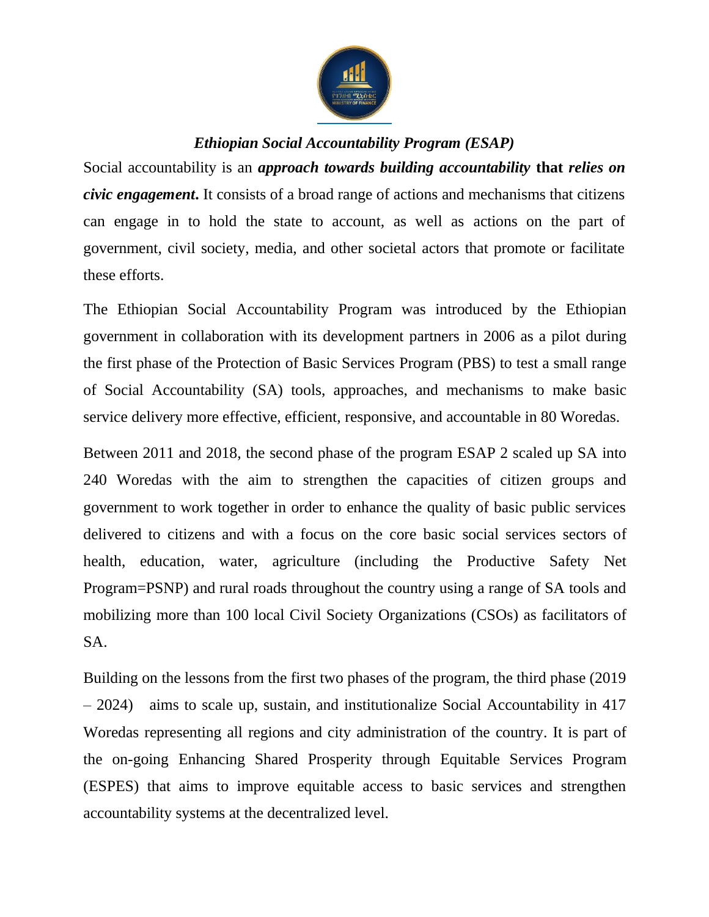# *Ethiopian Social Accountability Program (ESAP)*

Social accountability is an ***approach towards building accountability*** **that** ***relies on civic engagement*****.** It consists of a broad range of actions and mechanisms that citizens can engage in to hold the state to account, as well as actions on the part of government, civil society, media, and other societal actors that promote or facilitate these efforts.

The Ethiopian Social Accountability Program was introduced by the Ethiopian government in collaboration with its development partners in 2006 as a pilot during the first phase of the Protection of Basic Services Program (PBS) to test a small range of Social Accountability (SA) tools, approaches, and mechanisms to make basic service delivery more effective, efficient, responsive, and accountable in 80 Woredas.

Between 2011 and 2018, the second phase of the program ESAP 2 scaled up SA into 240 Woredas with the aim to strengthen the capacities of citizen groups and government to work together in order to enhance the quality of basic public services delivered to citizens and with a focus on the core basic social services sectors of health, education, water, agriculture (including the Productive Safety Net Program=PSNP) and rural roads throughout the country using a range of SA tools and mobilizing more than 100 local Civil Society Organizations (CSOs) as facilitators of SA.

Building on the lessons from the first two phases of the program, the third phase (2019 – 2024) aims to scale up, sustain, and institutionalize Social Accountability in 417 Woredas representing all regions and city administration of the country. It is part of the on-going Enhancing Shared Prosperity through Equitable Services Program (ESPES) that aims to improve equitable access to basic services and strengthen accountability systems at the decentralized level.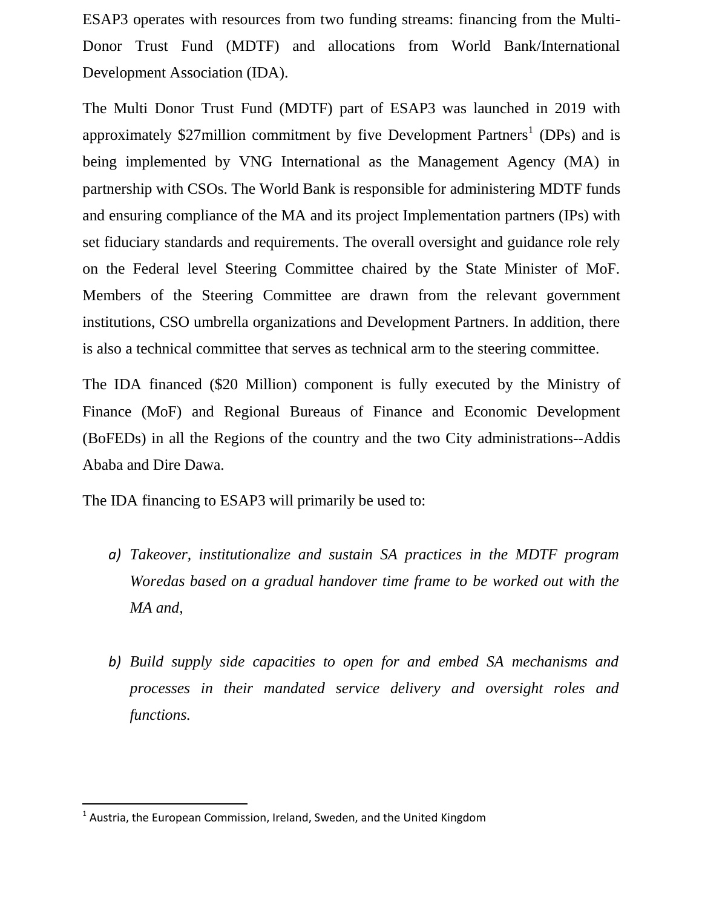ESAP3 operates with resources from two funding streams: financing from the Multi-Donor Trust Fund (MDTF) and allocations from World Bank/International Development Association (IDA).

The Multi Donor Trust Fund (MDTF) part of ESAP3 was launched in 2019 with approximately $27million commitment by five Development Partners[1] (DPs) and is being implemented by VNG International as the Management Agency (MA) in partnership with CSOs. The World Bank is responsible for administering MDTF funds and ensuring compliance of the MA and its project Implementation partners (IPs) with set fiduciary standards and requirements. The overall oversight and guidance role rely on the Federal level Steering Committee chaired by the State Minister of MoF. Members of the Steering Committee are drawn from the relevant government institutions, CSO umbrella organizations and Development Partners. In addition, there is also a technical committee that serves as technical arm to the steering committee.

The IDA financed ($20 Million) component is fully executed by the Ministry of Finance (MoF) and Regional Bureaus of Finance and Economic Development (BoFEDs) in all the Regions of the country and the two City administrations--Addis Ababa and Dire Dawa.

The IDA financing to ESAP3 will primarily be used to:

a) *Takeover, institutionalize and sustain SA practices in the MDTF program Woredas based on a gradual handover time frame to be worked out with the MA and,*

b) *Build supply side capacities to open for and embed SA mechanisms and processes in their mandated service delivery and oversight roles and functions.*

[1] Austria, the European Commission, Ireland, Sweden, and the United Kingdom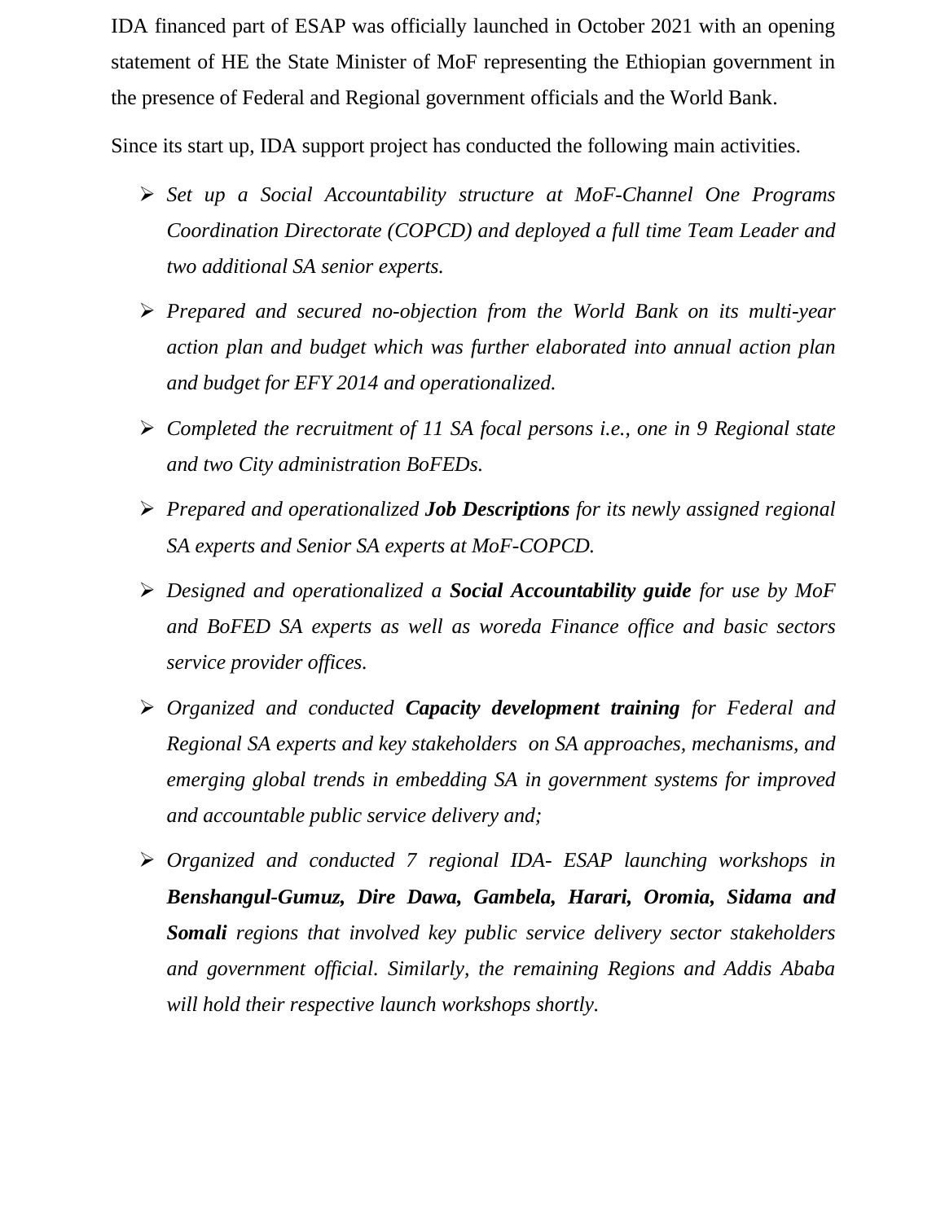IDA financed part of ESAP was officially launched in October 2021 with an opening statement of HE the State Minister of MoF representing the Ethiopian government in the presence of Federal and Regional government officials and the World Bank.

Since its start up, IDA support project has conducted the following main activities.

- *Set up a Social Accountability structure at MoF-Channel One Programs Coordination Directorate (COPCD) and deployed a full time Team Leader and two additional SA senior experts.*
- *Prepared and secured no-objection from the World Bank on its multi-year action plan and budget which was further elaborated into annual action plan and budget for EFY 2014 and operationalized.*
- *Completed the recruitment of 11 SA focal persons i.e., one in 9 Regional state and two City administration BoFEDs.*
- *Prepared and operationalized* ***Job Descriptions*** *for its newly assigned regional SA experts and Senior SA experts at MoF-COPCD.*
- *Designed and operationalized a* ***Social Accountability guide*** *for use by MoF and BoFED SA experts as well as woreda Finance office and basic sectors service provider offices.*
- *Organized and conducted* ***Capacity development training*** *for Federal and Regional SA experts and key stakeholders on SA approaches, mechanisms, and emerging global trends in embedding SA in government systems for improved and accountable public service delivery and;*
- *Organized and conducted 7 regional IDA- ESAP launching workshops in* ***Benshangul-Gumuz, Dire Dawa, Gambela, Harari, Oromia, Sidama and Somali*** *regions that involved key public service delivery sector stakeholders and government official. Similarly, the remaining Regions and Addis Ababa will hold their respective launch workshops shortly.*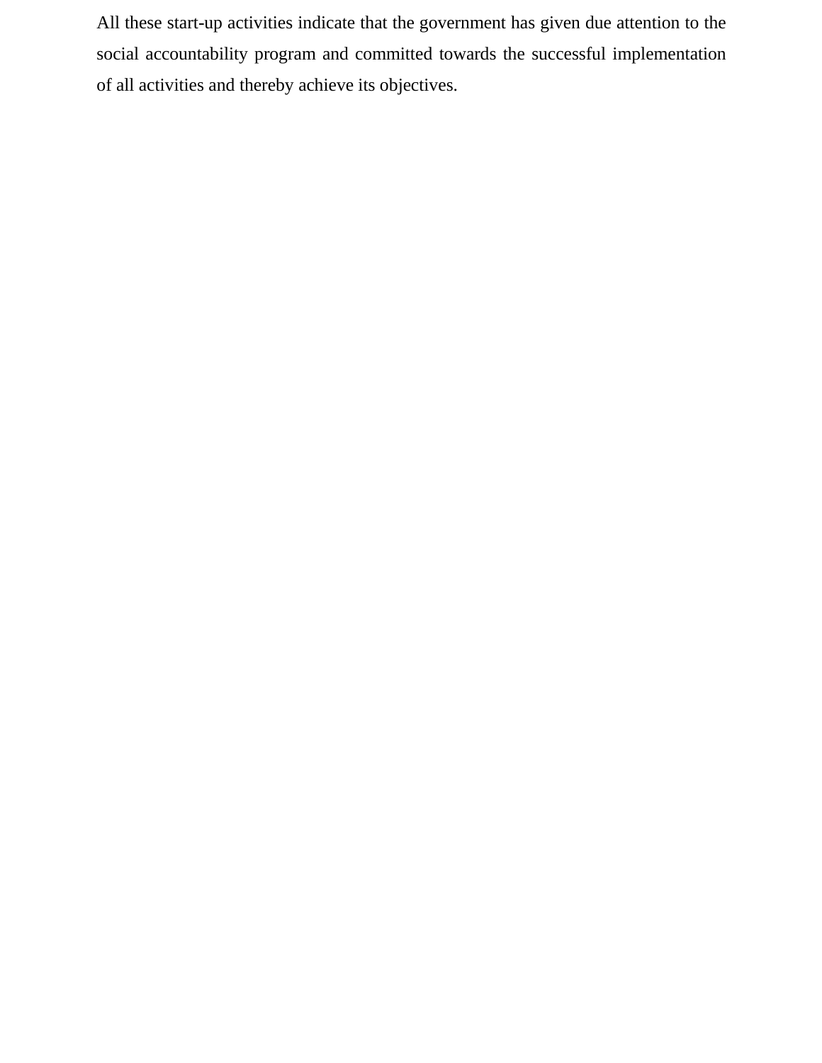All these start-up activities indicate that the government has given due attention to the social accountability program and committed towards the successful implementation of all activities and thereby achieve its objectives.